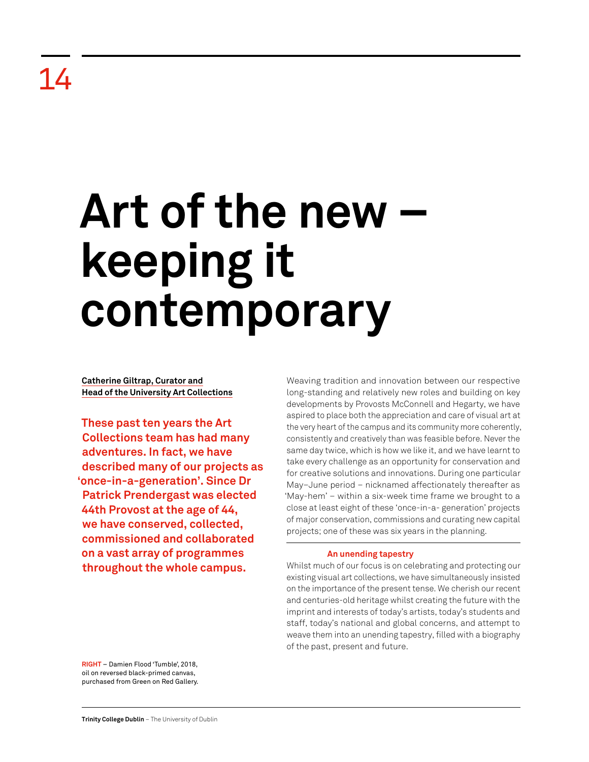# Art of the new – keeping it contemporary

**Catherine Giltrap, Curator and Head of the University Art Collections**

**These past ten years the Art Collections team has had many adventures. In fact, we have described many of our projects as 'once-in-a-generation'. Since Dr Patrick Prendergast was elected 44th Provost at the age of 44, we have conserved, collected, commissioned and collaborated on a vast array of programmes throughout the whole campus.**

**RIGHT** – Damien Flood 'Tumble', 2018, oil on reversed black-primed canvas, purchased from Green on Red Gallery.

Weaving tradition and innovation between our respective long-standing and relatively new roles and building on key developments by Provosts McConnell and Hegarty, we have aspired to place both the appreciation and care of visual art at the very heart of the campus and its community more coherently, consistently and creatively than was feasible before. Never the same day twice, which is how we like it, and we have learnt to take every challenge as an opportunity for conservation and for creative solutions and innovations. During one particular May–June period – nicknamed affectionately thereafter as 'May-hem' – within a six-week time frame we brought to a close at least eight of these 'once-in-a- generation' projects of major conservation, commissions and curating new capital projects; one of these was six years in the planning.

## An unending tapestry

Whilst much of our focus is on celebrating and protecting our existing visual art collections, we have simultaneously insisted on the importance of the present tense. We cherish our recent and centuries-old heritage whilst creating the future with the imprint and interests of today's artists, today's students and staff, today's national and global concerns, and attempt to weave them into an unending tapestry, filled with a biography of the past, present and future.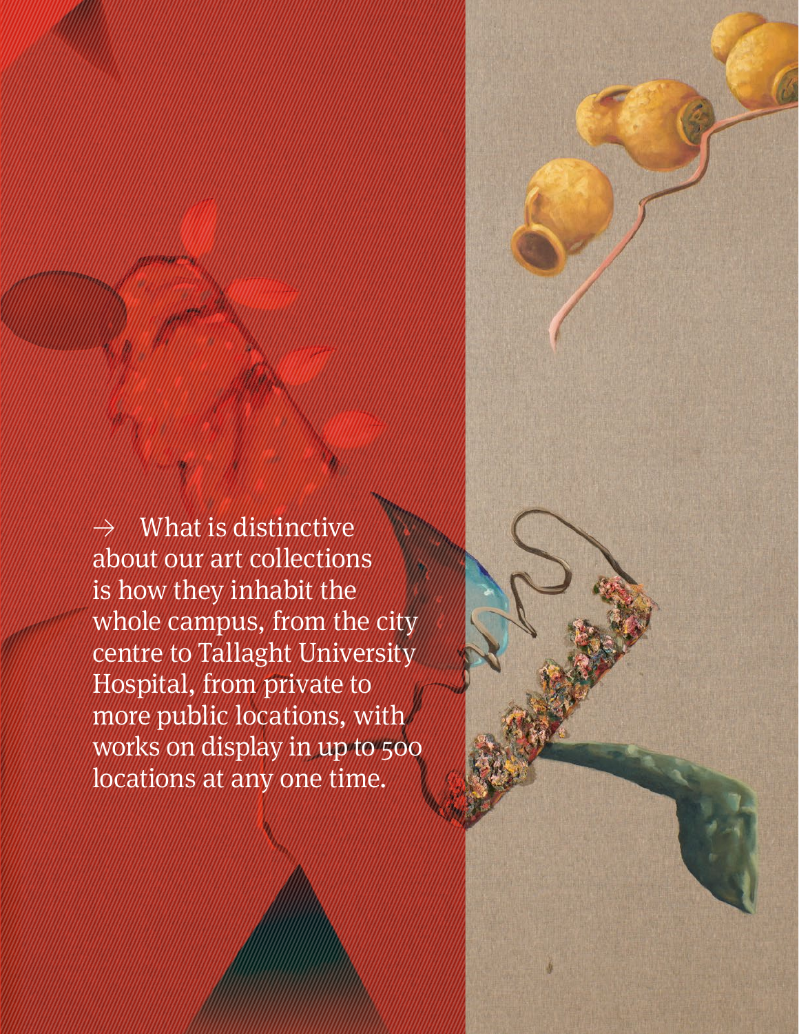→ What is distinctive about our art collections is how they inhabit the whole campus, from the city centre to Tallaght University Hospital, from private to more public locations, with works on display in up to 500 locations at any one time.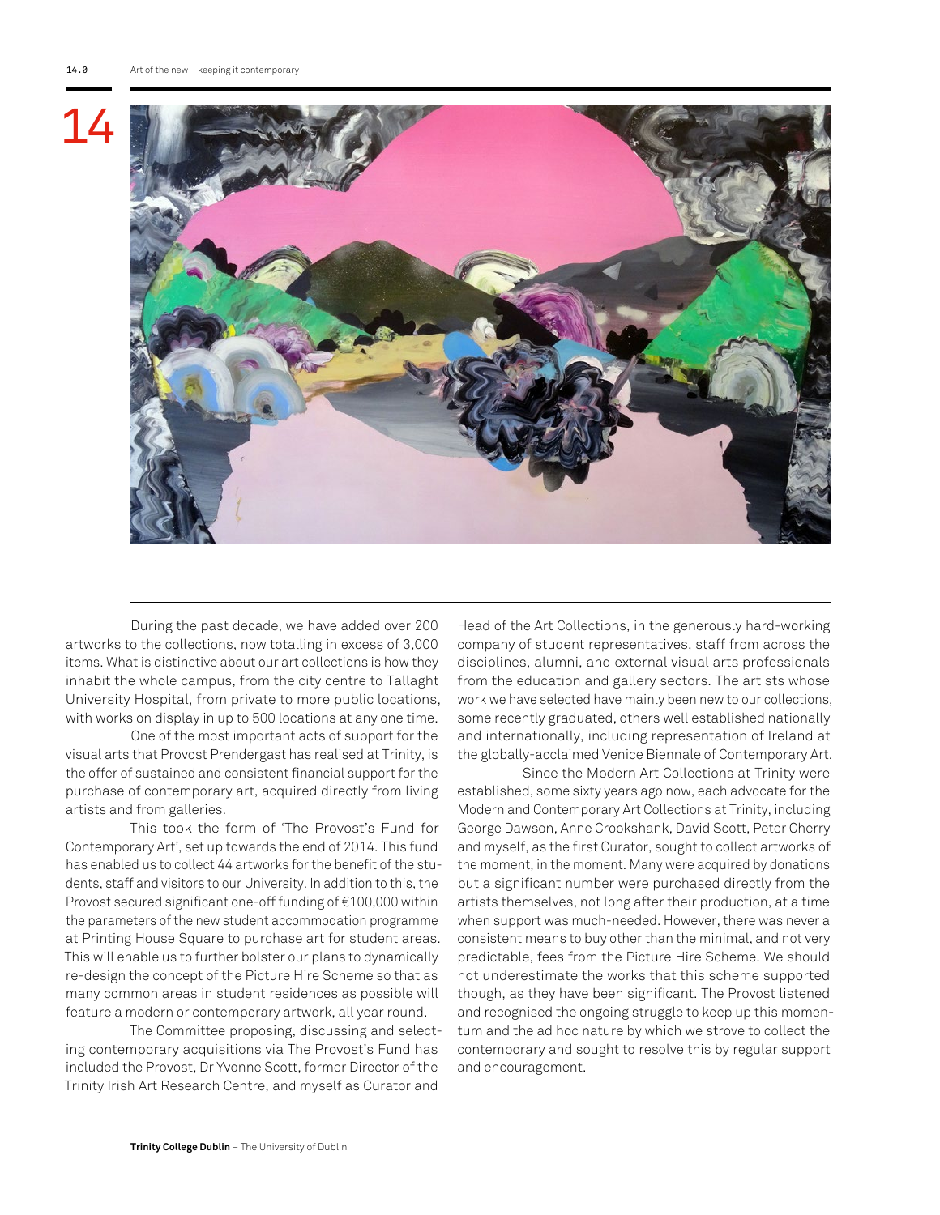During the past decade, we have added over 200 artworks to the collections, now totalling in excess of 3,000 items. What is distinctive about our art collections is how they inhabit the whole campus, from the city centre to Tallaght University Hospital, from private to more public locations, with works on display in up to 500 locations at any one time.

One of the most important acts of support for the visual arts that Provost Prendergast has realised at Trinity, is the offer of sustained and consistent financial support for the purchase of contemporary art, acquired directly from living artists and from galleries.

This took the form of 'The Provost's Fund for Contemporary Art', set up towards the end of 2014. This fund has enabled us to collect 44 artworks for the benefit of the students, staff and visitors to our University. In addition to this, the Provost secured significant one-off funding of €100,000 within the parameters of the new student accommodation programme at Printing House Square to purchase art for student areas. This will enable us to further bolster our plans to dynamically re-design the concept of the Picture Hire Scheme so that as many common areas in student residences as possible will feature a modern or contemporary artwork, all year round.

The Committee proposing, discussing and selecting contemporary acquisitions via The Provost's Fund has included the Provost, Dr Yvonne Scott, former Director of the Trinity Irish Art Research Centre, and myself as Curator and Head of the Art Collections, in the generously hard-working company of student representatives, staff from across the disciplines, alumni, and external visual arts professionals from the education and gallery sectors. The artists whose work we have selected have mainly been new to our collections, some recently graduated, others well established nationally and internationally, including representation of Ireland at the globally-acclaimed Venice Biennale of Contemporary Art.

Since the Modern Art Collections at Trinity were established, some sixty years ago now, each advocate for the Modern and Contemporary Art Collections at Trinity, including George Dawson, Anne Crookshank, David Scott, Peter Cherry and myself, as the first Curator, sought to collect artworks of the moment, in the moment. Many were acquired by donations but a significant number were purchased directly from the artists themselves, not long after their production, at a time when support was much-needed. However, there was never a consistent means to buy other than the minimal, and not very predictable, fees from the Picture Hire Scheme. We should not underestimate the works that this scheme supported though, as they have been significant. The Provost listened and recognised the ongoing struggle to keep up this momentum and the ad hoc nature by which we strove to collect the contemporary and sought to resolve this by regular support and encouragement.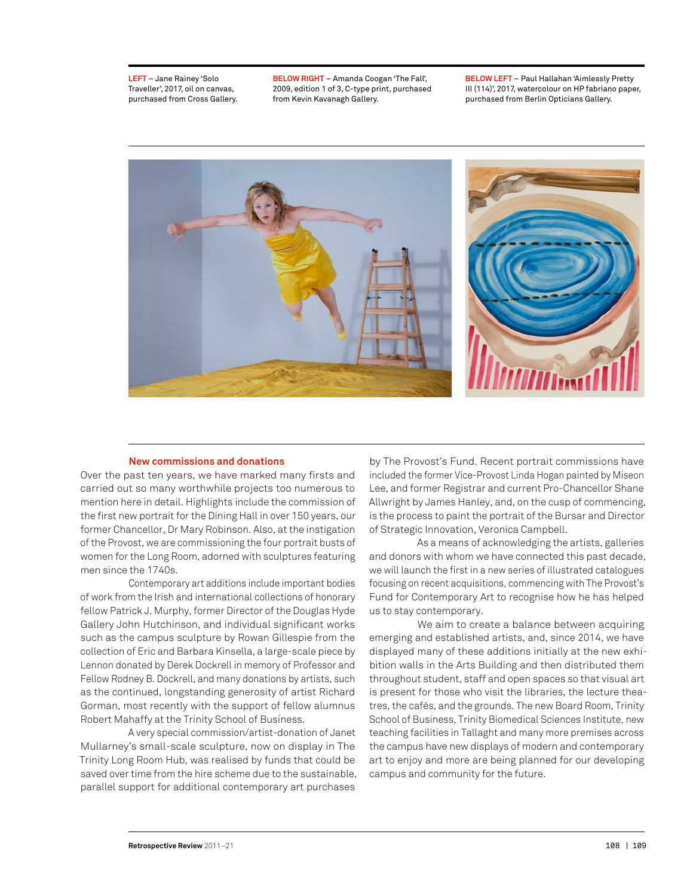**LEFT** – Jane Rainey 'Solo Traveller', 2017, oil on canvas, purchased from Cross Gallery.

**BELOW RIGHT** – Amanda Coogan 'The Fall', 2009, edition 1 of 3, C-type print, purchased from Kevin Kavanagh Gallery.

**BELOW LEFT** – Paul Hallahan 'Aimlessly Pretty III (114)', 2017, watercolour on HP fabriano paper, purchased from Berlin Opticians Gallery.

### New commissions and donations

Over the past ten years, we have marked many firsts and carried out so many worthwhile projects too numerous to mention here in detail. Highlights include the commission of the first new portrait for the Dining Hall in over 150 years, our former Chancellor, Dr Mary Robinson. Also, at the instigation of the Provost, we are commissioning the four portrait busts of women for the Long Room, adorned with sculptures featuring men since the 1740s.

Contemporary art additions include important bodies of work from the Irish and international collections of honorary fellow Patrick J. Murphy, former Director of the Douglas Hyde Gallery John Hutchinson, and individual significant works such as the campus sculpture by Rowan Gillespie from the collection of Eric and Barbara Kinsella, a large-scale piece by Lennon donated by Derek Dockrell in memory of Professor and Fellow Rodney B. Dockrell, and many donations by artists, such as the continued, longstanding generosity of artist Richard Gorman, most recently with the support of fellow alumnus Robert Mahaffy at the Trinity School of Business.

A very special commission/artist-donation of Janet Mullarney's small-scale sculpture, now on display in The Trinity Long Room Hub, was realised by funds that could be saved over time from the hire scheme due to the sustainable, parallel support for additional contemporary art purchases by The Provost's Fund. Recent portrait commissions have included the former Vice-Provost Linda Hogan painted by Miseon Lee, and former Registrar and current Pro-Chancellor Shane Allwright by James Hanley, and, on the cusp of commencing, is the process to paint the portrait of the Bursar and Director of Strategic Innovation, Veronica Campbell.

As a means of acknowledging the artists, galleries and donors with whom we have connected this past decade, we will launch the first in a new series of illustrated catalogues focusing on recent acquisitions, commencing with The Provost's Fund for Contemporary Art to recognise how he has helped us to stay contemporary.

We aim to create a balance between acquiring emerging and established artists, and, since 2014, we have displayed many of these additions initially at the new exhibition walls in the Arts Building and then distributed them throughout student, staff and open spaces so that visual art is present for those who visit the libraries, the lecture theatres, the cafés, and the grounds. The new Board Room, Trinity School of Business, Trinity Biomedical Sciences Institute, new teaching facilities in Tallaght and many more premises across the campus have new displays of modern and contemporary art to enjoy and more are being planned for our developing campus and community for the future.